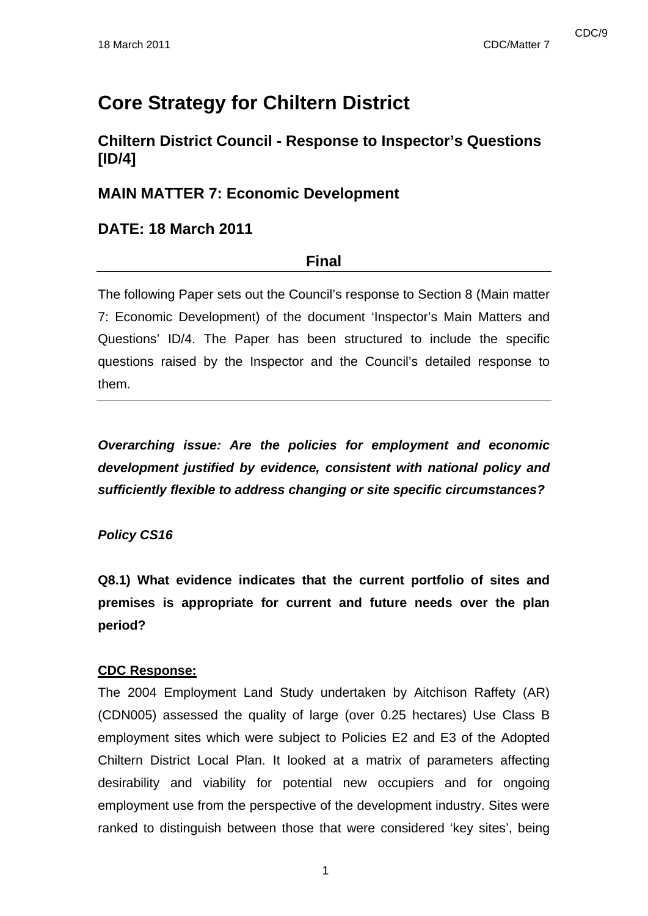# Core Strategy for Chiltern District

## Chiltern District Council - Response to Inspector's Questions [ID/4]

## MAIN MATTER 7: Economic Development

## DATE: 18 March 2011

**Final**

---

The following Paper sets out the Council's response to Section 8 (Main matter 7: Economic Development) of the document 'Inspector's Main Matters and Questions' ID/4. The Paper has been structured to include the specific questions raised by the Inspector and the Council's detailed response to them.

---

***Overarching issue: Are the policies for employment and economic development justified by evidence, consistent with national policy and sufficiently flexible to address changing or site specific circumstances?***

***Policy CS16***

**Q8.1) What evidence indicates that the current portfolio of sites and premises is appropriate for current and future needs over the plan period?**

**CDC Response:**

The 2004 Employment Land Study undertaken by Aitchison Raffety (AR) (CDN005) assessed the quality of large (over 0.25 hectares) Use Class B employment sites which were subject to Policies E2 and E3 of the Adopted Chiltern District Local Plan. It looked at a matrix of parameters affecting desirability and viability for potential new occupiers and for ongoing employment use from the perspective of the development industry. Sites were ranked to distinguish between those that were considered 'key sites', being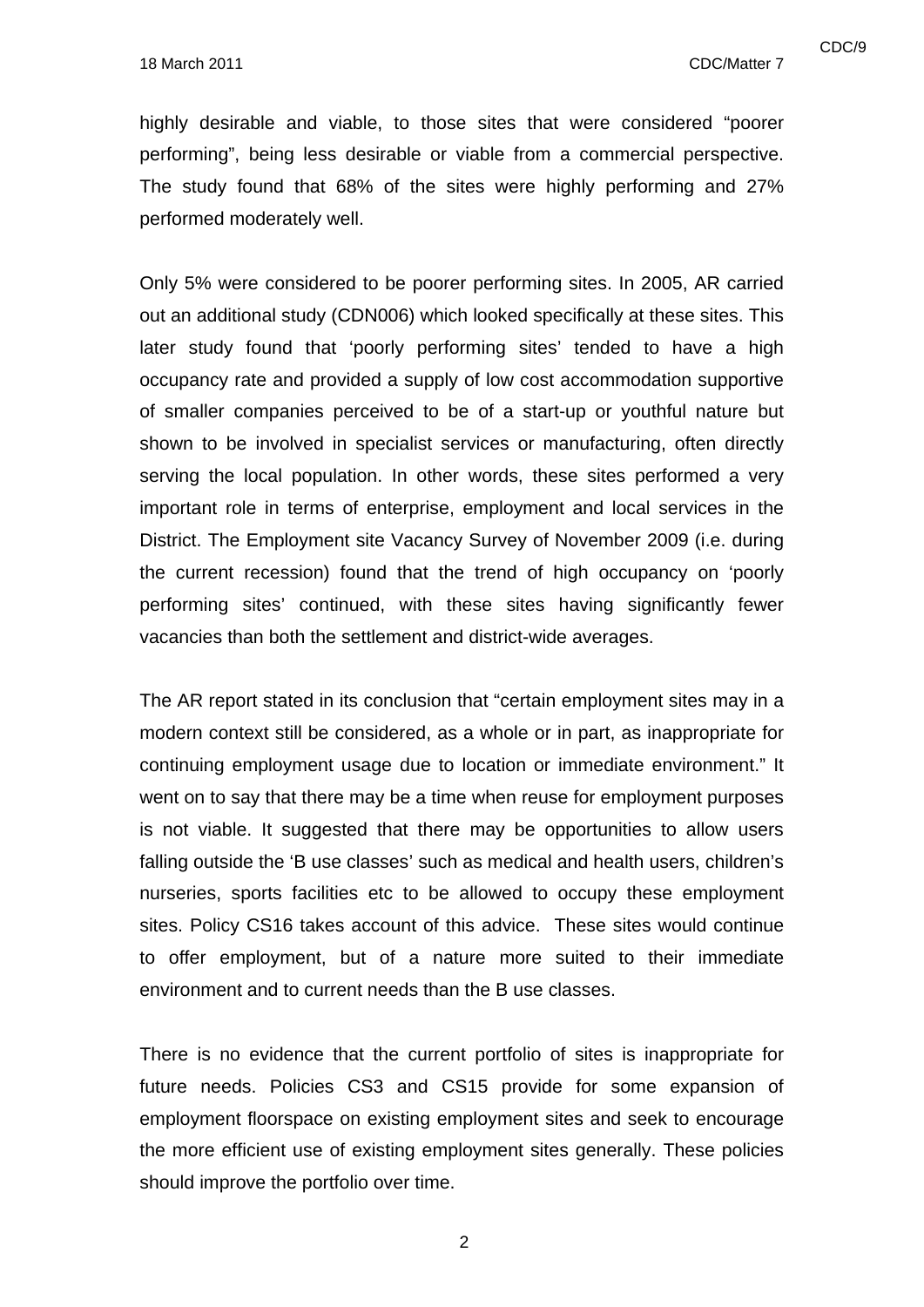highly desirable and viable, to those sites that were considered "poorer performing", being less desirable or viable from a commercial perspective. The study found that 68% of the sites were highly performing and 27% performed moderately well.

Only 5% were considered to be poorer performing sites. In 2005, AR carried out an additional study (CDN006) which looked specifically at these sites. This later study found that 'poorly performing sites' tended to have a high occupancy rate and provided a supply of low cost accommodation supportive of smaller companies perceived to be of a start-up or youthful nature but shown to be involved in specialist services or manufacturing, often directly serving the local population. In other words, these sites performed a very important role in terms of enterprise, employment and local services in the District. The Employment site Vacancy Survey of November 2009 (i.e. during the current recession) found that the trend of high occupancy on 'poorly performing sites' continued, with these sites having significantly fewer vacancies than both the settlement and district-wide averages.

The AR report stated in its conclusion that "certain employment sites may in a modern context still be considered, as a whole or in part, as inappropriate for continuing employment usage due to location or immediate environment." It went on to say that there may be a time when reuse for employment purposes is not viable. It suggested that there may be opportunities to allow users falling outside the 'B use classes' such as medical and health users, children's nurseries, sports facilities etc to be allowed to occupy these employment sites. Policy CS16 takes account of this advice. These sites would continue to offer employment, but of a nature more suited to their immediate environment and to current needs than the B use classes.

There is no evidence that the current portfolio of sites is inappropriate for future needs. Policies CS3 and CS15 provide for some expansion of employment floorspace on existing employment sites and seek to encourage the more efficient use of existing employment sites generally. These policies should improve the portfolio over time.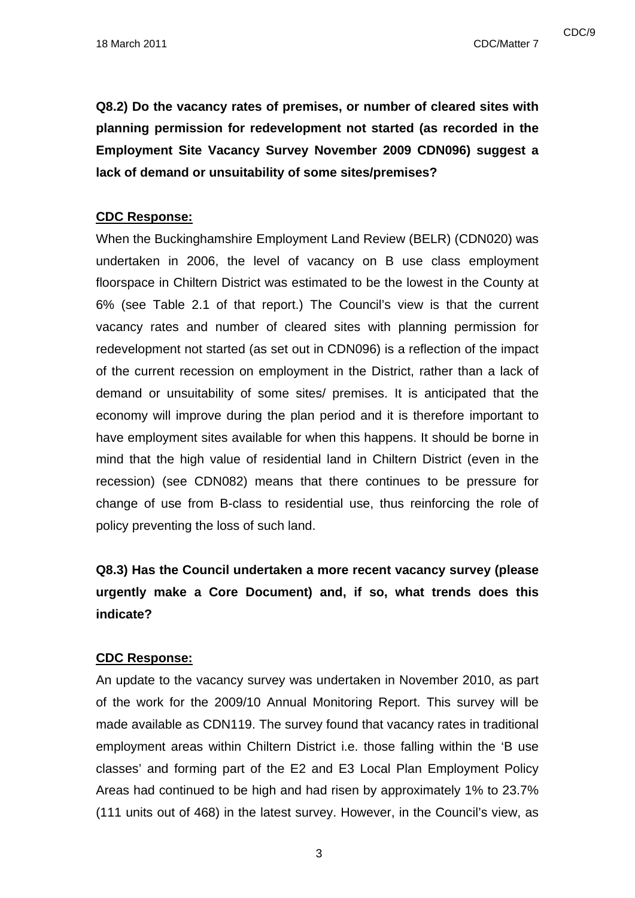**Q8.2) Do the vacancy rates of premises, or number of cleared sites with planning permission for redevelopment not started (as recorded in the Employment Site Vacancy Survey November 2009 CDN096) suggest a lack of demand or unsuitability of some sites/premises?**

**CDC Response:**

When the Buckinghamshire Employment Land Review (BELR) (CDN020) was undertaken in 2006, the level of vacancy on B use class employment floorspace in Chiltern District was estimated to be the lowest in the County at 6% (see Table 2.1 of that report.) The Council's view is that the current vacancy rates and number of cleared sites with planning permission for redevelopment not started (as set out in CDN096) is a reflection of the impact of the current recession on employment in the District, rather than a lack of demand or unsuitability of some sites/ premises. It is anticipated that the economy will improve during the plan period and it is therefore important to have employment sites available for when this happens. It should be borne in mind that the high value of residential land in Chiltern District (even in the recession) (see CDN082) means that there continues to be pressure for change of use from B-class to residential use, thus reinforcing the role of policy preventing the loss of such land.

**Q8.3) Has the Council undertaken a more recent vacancy survey (please urgently make a Core Document) and, if so, what trends does this indicate?**

**CDC Response:**

An update to the vacancy survey was undertaken in November 2010, as part of the work for the 2009/10 Annual Monitoring Report. This survey will be made available as CDN119. The survey found that vacancy rates in traditional employment areas within Chiltern District i.e. those falling within the 'B use classes' and forming part of the E2 and E3 Local Plan Employment Policy Areas had continued to be high and had risen by approximately 1% to 23.7% (111 units out of 468) in the latest survey. However, in the Council's view, as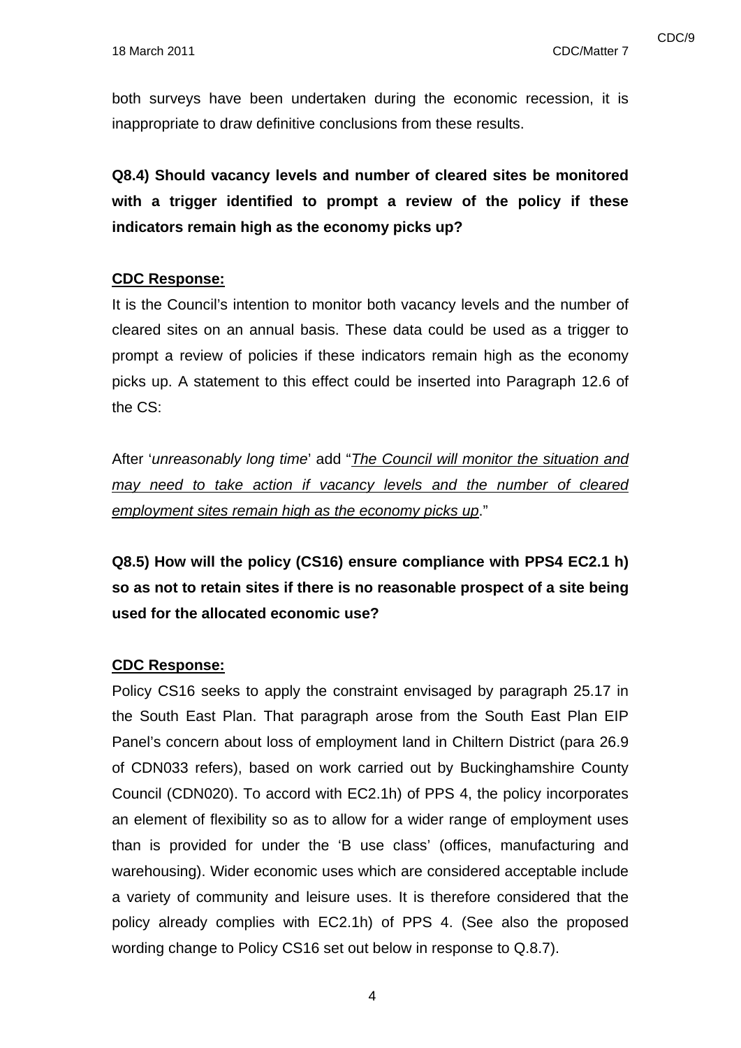both surveys have been undertaken during the economic recession, it is inappropriate to draw definitive conclusions from these results.

**Q8.4) Should vacancy levels and number of cleared sites be monitored with a trigger identified to prompt a review of the policy if these indicators remain high as the economy picks up?**

**CDC Response:**

It is the Council's intention to monitor both vacancy levels and the number of cleared sites on an annual basis. These data could be used as a trigger to prompt a review of policies if these indicators remain high as the economy picks up. A statement to this effect could be inserted into Paragraph 12.6 of the CS:

After '*unreasonably long time*' add "*The Council will monitor the situation and may need to take action if vacancy levels and the number of cleared employment sites remain high as the economy picks up*."

**Q8.5) How will the policy (CS16) ensure compliance with PPS4 EC2.1 h) so as not to retain sites if there is no reasonable prospect of a site being used for the allocated economic use?**

**CDC Response:**

Policy CS16 seeks to apply the constraint envisaged by paragraph 25.17 in the South East Plan. That paragraph arose from the South East Plan EIP Panel's concern about loss of employment land in Chiltern District (para 26.9 of CDN033 refers), based on work carried out by Buckinghamshire County Council (CDN020). To accord with EC2.1h) of PPS 4, the policy incorporates an element of flexibility so as to allow for a wider range of employment uses than is provided for under the 'B use class' (offices, manufacturing and warehousing). Wider economic uses which are considered acceptable include a variety of community and leisure uses. It is therefore considered that the policy already complies with EC2.1h) of PPS 4. (See also the proposed wording change to Policy CS16 set out below in response to Q.8.7).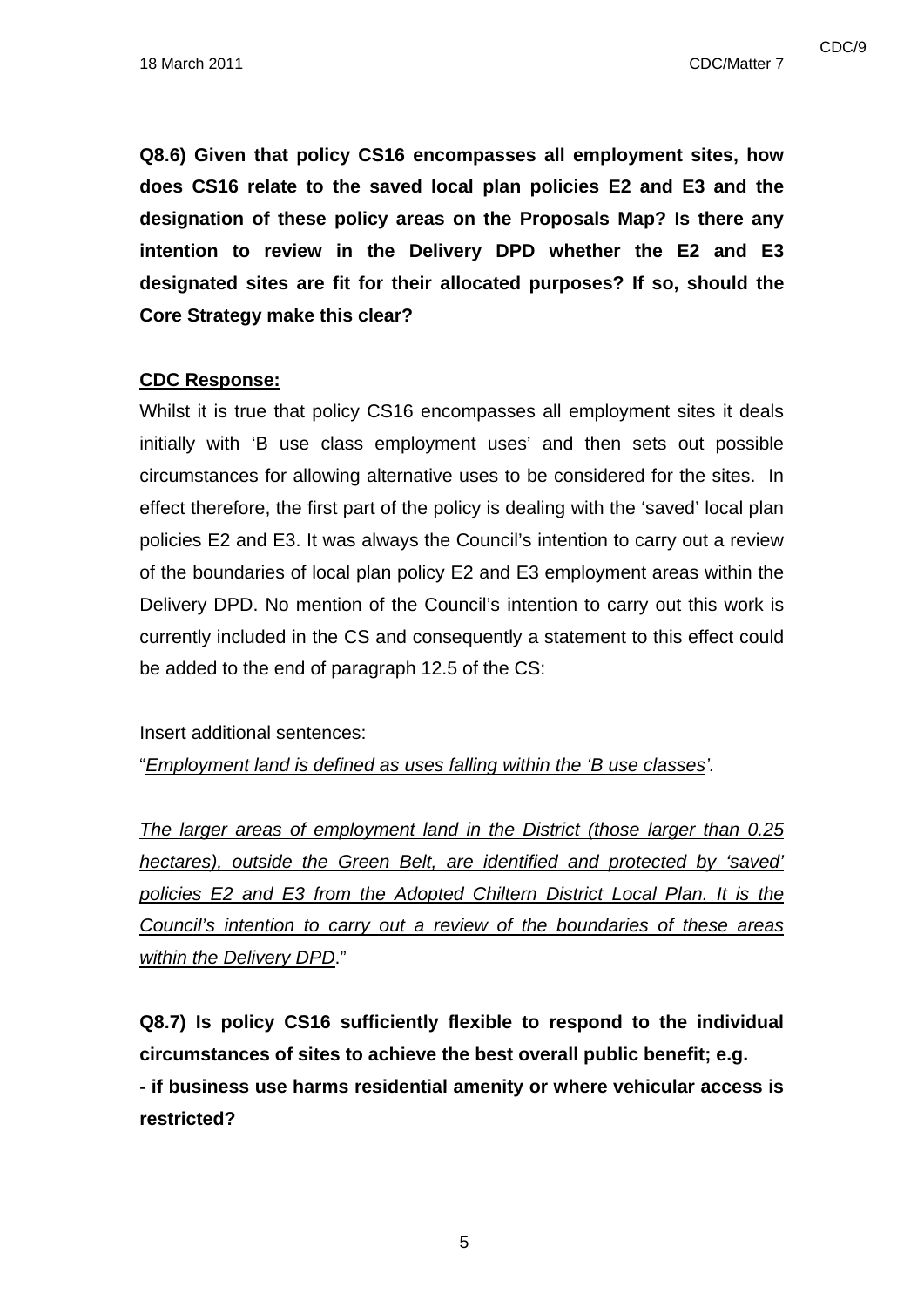**Q8.6) Given that policy CS16 encompasses all employment sites, how does CS16 relate to the saved local plan policies E2 and E3 and the designation of these policy areas on the Proposals Map? Is there any intention to review in the Delivery DPD whether the E2 and E3 designated sites are fit for their allocated purposes? If so, should the Core Strategy make this clear?**

**CDC Response:**

Whilst it is true that policy CS16 encompasses all employment sites it deals initially with 'B use class employment uses' and then sets out possible circumstances for allowing alternative uses to be considered for the sites. In effect therefore, the first part of the policy is dealing with the 'saved' local plan policies E2 and E3. It was always the Council's intention to carry out a review of the boundaries of local plan policy E2 and E3 employment areas within the Delivery DPD. No mention of the Council's intention to carry out this work is currently included in the CS and consequently a statement to this effect could be added to the end of paragraph 12.5 of the CS:

Insert additional sentences:

"*Employment land is defined as uses falling within the 'B use classes'*.

*The larger areas of employment land in the District (those larger than 0.25 hectares), outside the Green Belt, are identified and protected by 'saved' policies E2 and E3 from the Adopted Chiltern District Local Plan. It is the Council's intention to carry out a review of the boundaries of these areas within the Delivery DPD*."

**Q8.7) Is policy CS16 sufficiently flexible to respond to the individual circumstances of sites to achieve the best overall public benefit; e.g.**

**- if business use harms residential amenity or where vehicular access is restricted?**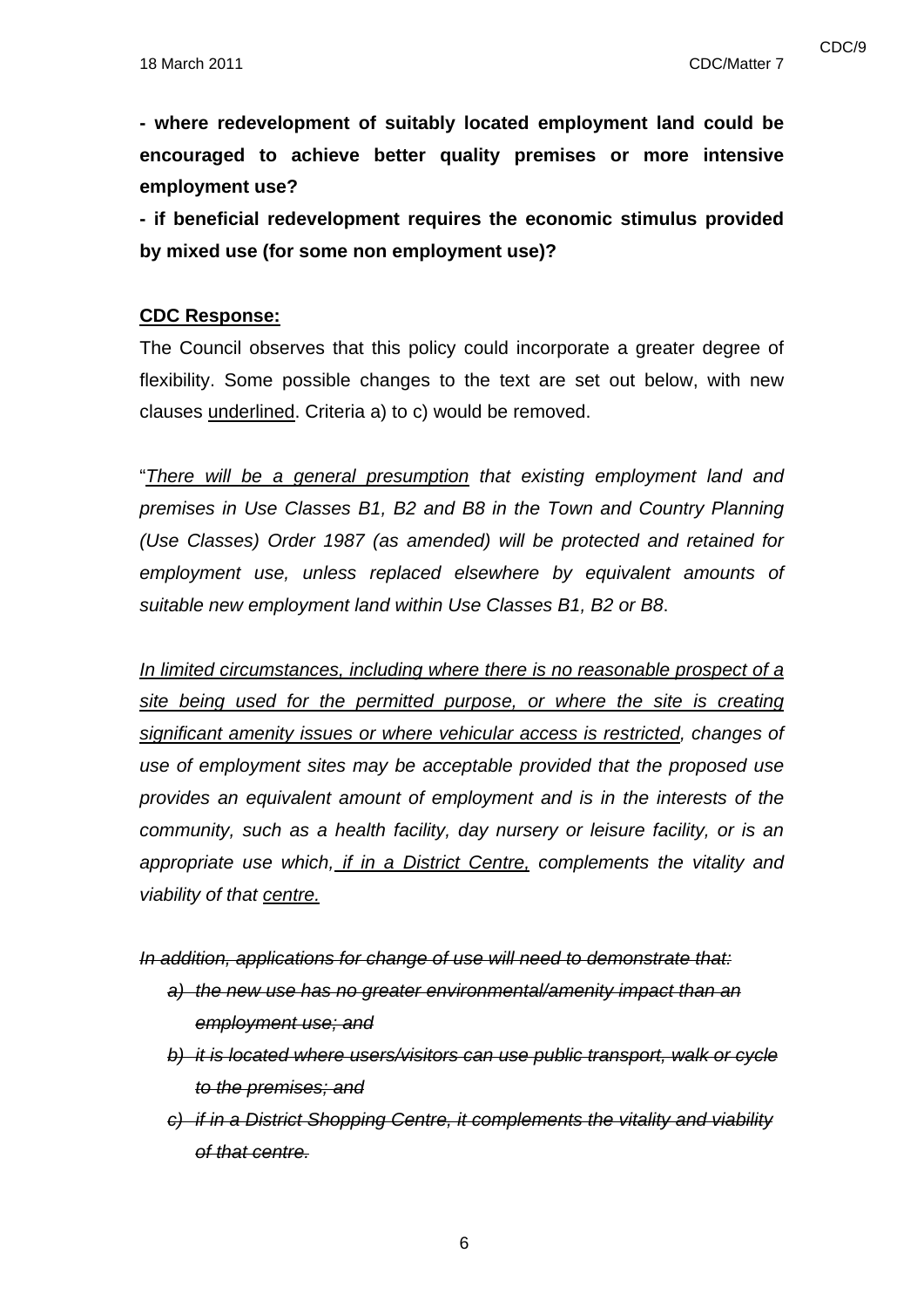**- where redevelopment of suitably located employment land could be encouraged to achieve better quality premises or more intensive employment use?**

**- if beneficial redevelopment requires the economic stimulus provided by mixed use (for some non employment use)?**

**<u>CDC Response:</u>**

The Council observes that this policy could incorporate a greater degree of flexibility. Some possible changes to the text are set out below, with new clauses <u>underlined</u>. Criteria a) to c) would be removed.

"*<u>There will be a general presumption</u> that existing employment land and premises in Use Classes B1, B2 and B8 in the Town and Country Planning (Use Classes) Order 1987 (as amended) will be protected and retained for employment use, unless replaced elsewhere by equivalent amounts of suitable new employment land within Use Classes B1, B2 or B8*.

*<u>In limited circumstances, including where there is no reasonable prospect of a site being used for the permitted purpose, or where the site is creating significant amenity issues or where vehicular access is restricted</u>, changes of use of employment sites may be acceptable provided that the proposed use provides an equivalent amount of employment and is in the interests of the community, such as a health facility, day nursery or leisure facility, or is an appropriate use which, <u>if in a District Centre,</u> complements the vitality and viability of that <u>centre.</u>*

*~~In addition, applications for change of use will need to demonstrate that:~~*

- *~~a) the new use has no greater environmental/amenity impact than an employment use; and~~*
- *~~b) it is located where users/visitors can use public transport, walk or cycle to the premises; and~~*
- *~~c) if in a District Shopping Centre, it complements the vitality and viability of that centre.~~*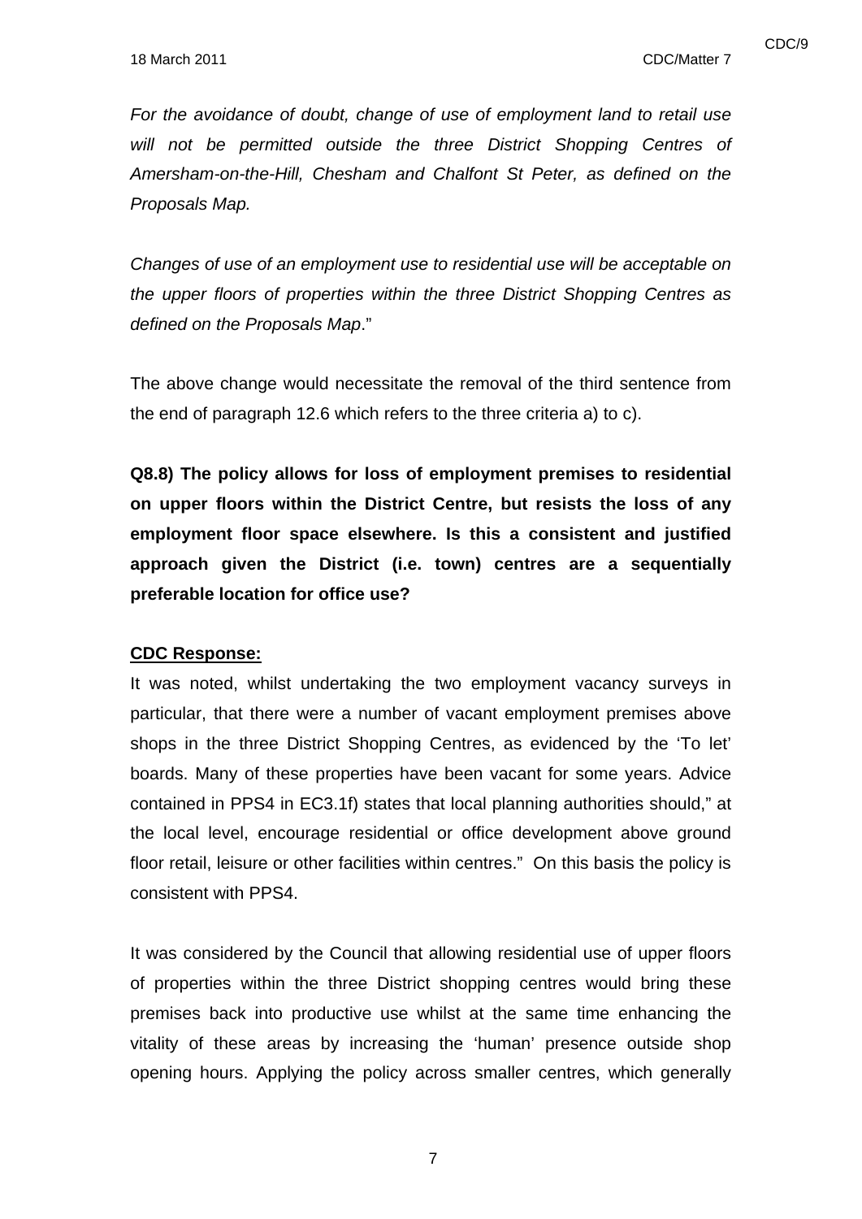*For the avoidance of doubt, change of use of employment land to retail use will not be permitted outside the three District Shopping Centres of Amersham-on-the-Hill, Chesham and Chalfont St Peter, as defined on the Proposals Map.*

*Changes of use of an employment use to residential use will be acceptable on the upper floors of properties within the three District Shopping Centres as defined on the Proposals Map*."

The above change would necessitate the removal of the third sentence from the end of paragraph 12.6 which refers to the three criteria a) to c).

**Q8.8) The policy allows for loss of employment premises to residential on upper floors within the District Centre, but resists the loss of any employment floor space elsewhere. Is this a consistent and justified approach given the District (i.e. town) centres are a sequentially preferable location for office use?**

**CDC Response:**

It was noted, whilst undertaking the two employment vacancy surveys in particular, that there were a number of vacant employment premises above shops in the three District Shopping Centres, as evidenced by the 'To let' boards. Many of these properties have been vacant for some years. Advice contained in PPS4 in EC3.1f) states that local planning authorities should," at the local level, encourage residential or office development above ground floor retail, leisure or other facilities within centres." On this basis the policy is consistent with PPS4.

It was considered by the Council that allowing residential use of upper floors of properties within the three District shopping centres would bring these premises back into productive use whilst at the same time enhancing the vitality of these areas by increasing the 'human' presence outside shop opening hours. Applying the policy across smaller centres, which generally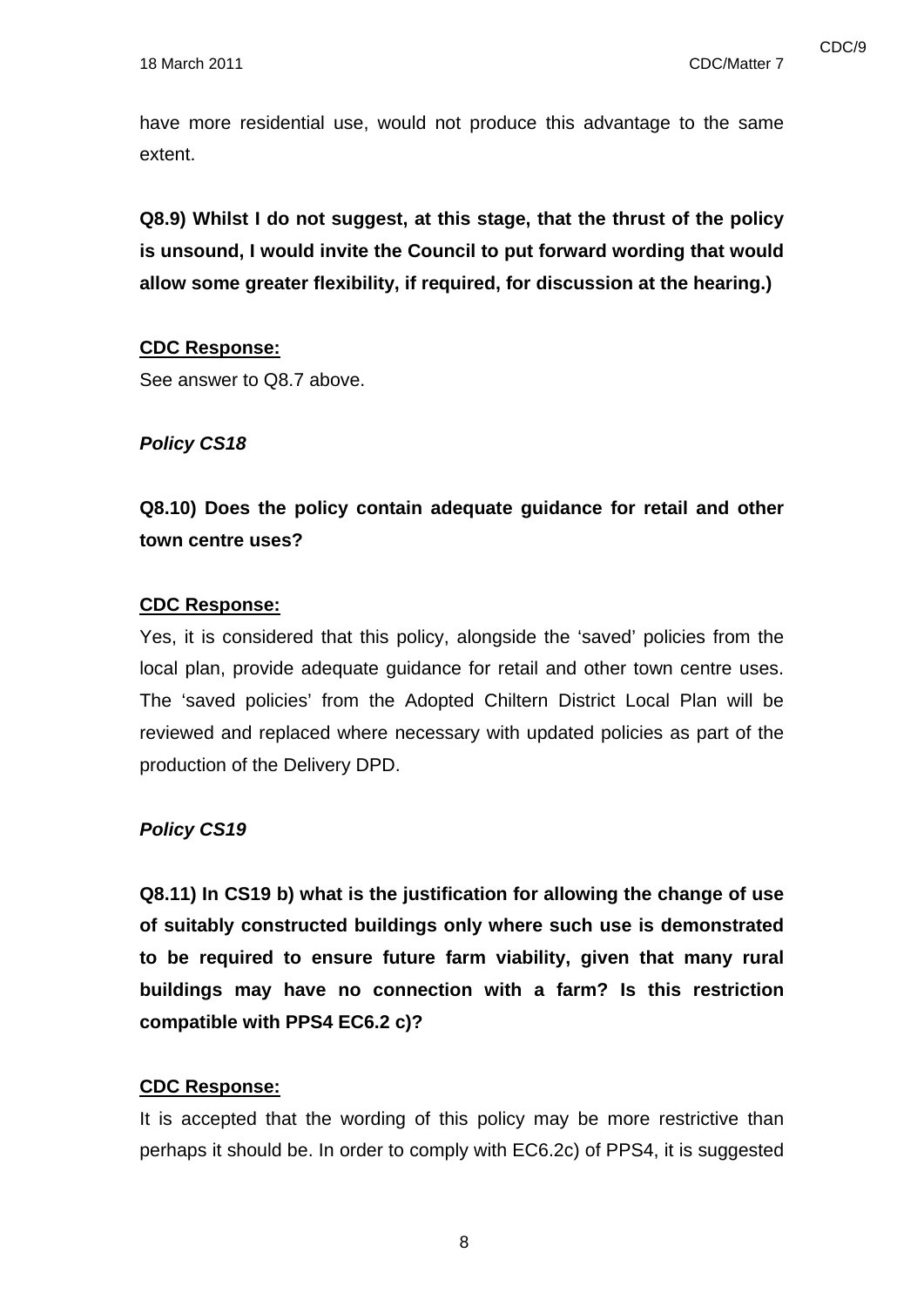have more residential use, would not produce this advantage to the same extent.

**Q8.9) Whilst I do not suggest, at this stage, that the thrust of the policy is unsound, I would invite the Council to put forward wording that would allow some greater flexibility, if required, for discussion at the hearing.)**

**CDC Response:**

See answer to Q8.7 above.

***Policy CS18***

**Q8.10) Does the policy contain adequate guidance for retail and other town centre uses?**

**CDC Response:**

Yes, it is considered that this policy, alongside the 'saved' policies from the local plan, provide adequate guidance for retail and other town centre uses. The 'saved policies' from the Adopted Chiltern District Local Plan will be reviewed and replaced where necessary with updated policies as part of the production of the Delivery DPD.

***Policy CS19***

**Q8.11) In CS19 b) what is the justification for allowing the change of use of suitably constructed buildings only where such use is demonstrated to be required to ensure future farm viability, given that many rural buildings may have no connection with a farm? Is this restriction compatible with PPS4 EC6.2 c)?**

**CDC Response:**

It is accepted that the wording of this policy may be more restrictive than perhaps it should be. In order to comply with EC6.2c) of PPS4, it is suggested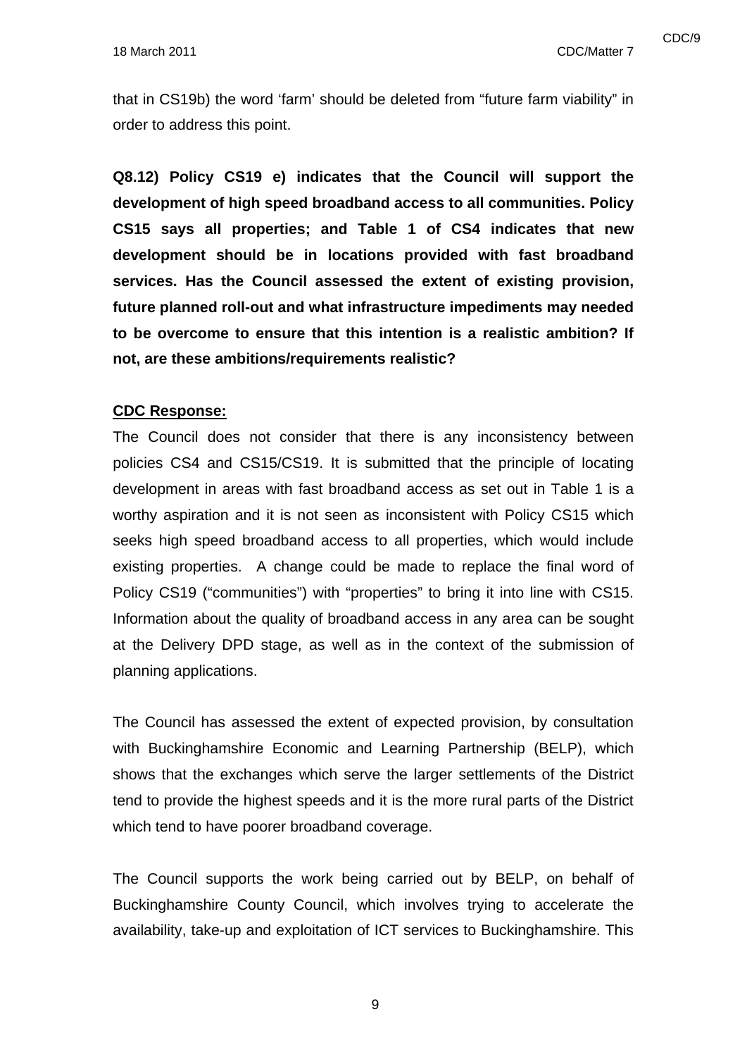that in CS19b) the word ‘farm’ should be deleted from “future farm viability” in order to address this point.

**Q8.12) Policy CS19 e) indicates that the Council will support the development of high speed broadband access to all communities. Policy CS15 says all properties; and Table 1 of CS4 indicates that new development should be in locations provided with fast broadband services. Has the Council assessed the extent of existing provision, future planned roll-out and what infrastructure impediments may needed to be overcome to ensure that this intention is a realistic ambition? If not, are these ambitions/requirements realistic?**

**CDC Response:**

The Council does not consider that there is any inconsistency between policies CS4 and CS15/CS19. It is submitted that the principle of locating development in areas with fast broadband access as set out in Table 1 is a worthy aspiration and it is not seen as inconsistent with Policy CS15 which seeks high speed broadband access to all properties, which would include existing properties. A change could be made to replace the final word of Policy CS19 (“communities”) with “properties” to bring it into line with CS15. Information about the quality of broadband access in any area can be sought at the Delivery DPD stage, as well as in the context of the submission of planning applications.

The Council has assessed the extent of expected provision, by consultation with Buckinghamshire Economic and Learning Partnership (BELP), which shows that the exchanges which serve the larger settlements of the District tend to provide the highest speeds and it is the more rural parts of the District which tend to have poorer broadband coverage.

The Council supports the work being carried out by BELP, on behalf of Buckinghamshire County Council, which involves trying to accelerate the availability, take-up and exploitation of ICT services to Buckinghamshire. This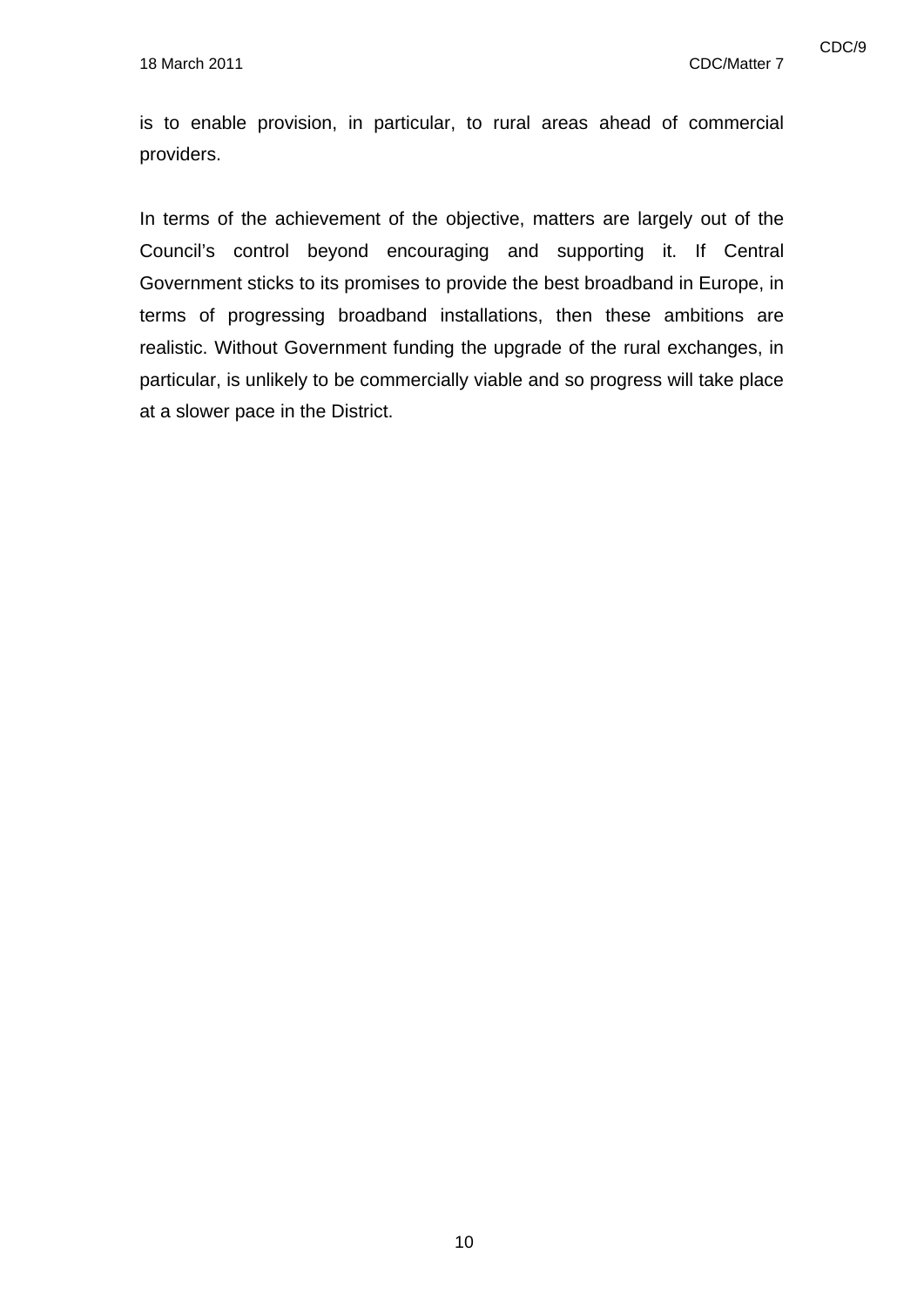is to enable provision, in particular, to rural areas ahead of commercial providers.

In terms of the achievement of the objective, matters are largely out of the Council's control beyond encouraging and supporting it. If Central Government sticks to its promises to provide the best broadband in Europe, in terms of progressing broadband installations, then these ambitions are realistic. Without Government funding the upgrade of the rural exchanges, in particular, is unlikely to be commercially viable and so progress will take place at a slower pace in the District.